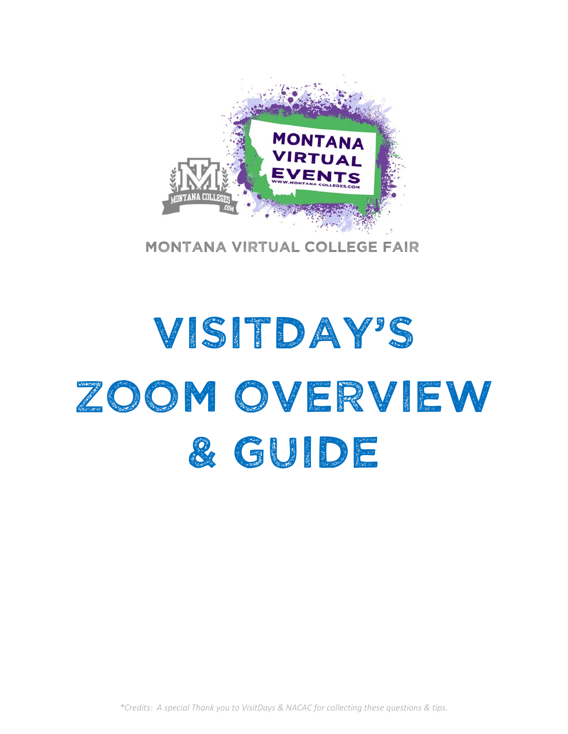MONTANA VIRTUAL EVENTS

WWW.MONTANA COLLEGES.COM

MONTANA COLLEGES .COM

MONTANA VIRTUAL COLLEGE FAIR

# VISITDAY'S ZOOM OVERVIEW & GUIDE

*\*Credits: A special Thank you to VisitDays & NACAC for collecting these questions & tips.*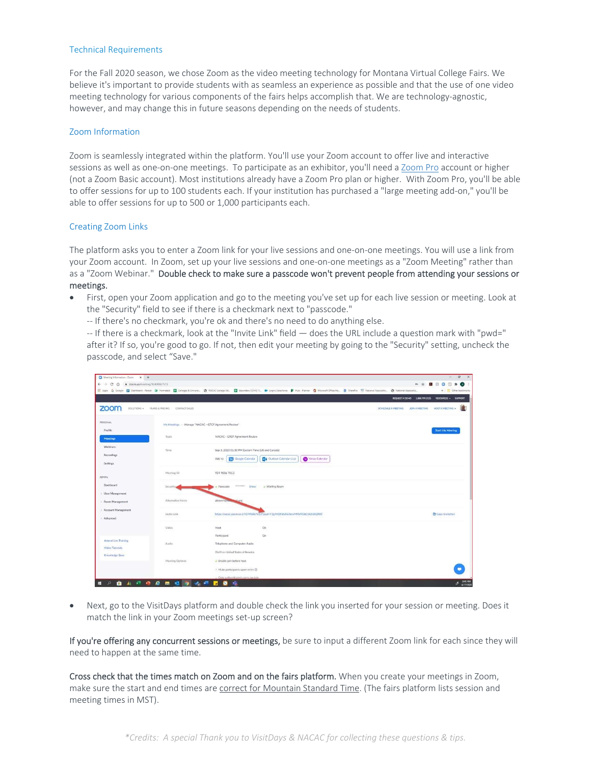## Technical Requirements

For the Fall 2020 season, we chose Zoom as the video meeting technology for Montana Virtual College Fairs. We believe it's important to provide students with as seamless an experience as possible and that the use of one video meeting technology for various components of the fairs helps accomplish that. We are technology-agnostic, however, and may change this in future seasons depending on the needs of students.

## Zoom Information

Zoom is seamlessly integrated within the platform. You'll use your Zoom account to offer live and interactive sessions as well as one-on-one meetings. To participate as an exhibitor, you'll need a Zoom Pro account or higher (not a Zoom Basic account). Most institutions already have a Zoom Pro plan or higher. With Zoom Pro, you'll be able to offer sessions for up to 100 students each. If your institution has purchased a "large meeting add-on," you'll be able to offer sessions for up to 500 or 1,000 participants each.

## Creating Zoom Links

The platform asks you to enter a Zoom link for your live sessions and one-on-one meetings. You will use a link from your Zoom account. In Zoom, set up your live sessions and one-on-one meetings as a "Zoom Meeting" rather than as a "Zoom Webinar." **Double check to make sure a passcode won't prevent people from attending your sessions or meetings.**

- First, open your Zoom application and go to the meeting you've set up for each live session or meeting. Look at the "Security" field to see if there is a checkmark next to "passcode."
  -- If there's no checkmark, you're ok and there's no need to do anything else.
  -- If there is a checkmark, look at the "Invite Link" field — does the URL include a question mark with "pwd=" after it? If so, you're good to go. If not, then edit your meeting by going to the "Security" setting, uncheck the passcode, and select "Save."

- Next, go to the VisitDays platform and double check the link you inserted for your session or meeting. Does it match the link in your Zoom meetings set-up screen?

**If you're offering any concurrent sessions or meetings,** be sure to input a different Zoom link for each since they will need to happen at the same time.

**Cross check that the times match on Zoom and on the fairs platform.** When you create your meetings in Zoom, make sure the start and end times are correct for Mountain Standard Time. (The fairs platform lists session and meeting times in MST).

*\*Credits: A special Thank you to VisitDays & NACAC for collecting these questions & tips.*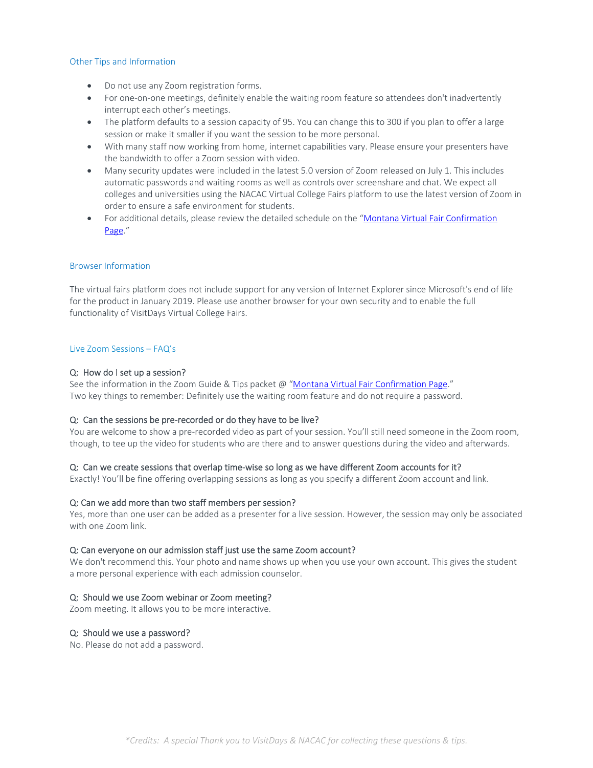## Other Tips and Information

- Do not use any Zoom registration forms.
- For one-on-one meetings, definitely enable the waiting room feature so attendees don't inadvertently interrupt each other's meetings.
- The platform defaults to a session capacity of 95. You can change this to 300 if you plan to offer a large session or make it smaller if you want the session to be more personal.
- With many staff now working from home, internet capabilities vary. Please ensure your presenters have the bandwidth to offer a Zoom session with video.
- Many security updates were included in the latest 5.0 version of Zoom released on July 1. This includes automatic passwords and waiting rooms as well as controls over screenshare and chat. We expect all colleges and universities using the NACAC Virtual College Fairs platform to use the latest version of Zoom in order to ensure a safe environment for students.
- For additional details, please review the detailed schedule on the "Montana Virtual Fair Confirmation Page."

## Browser Information

The virtual fairs platform does not include support for any version of Internet Explorer since Microsoft's end of life for the product in January 2019. Please use another browser for your own security and to enable the full functionality of VisitDays Virtual College Fairs.

## Live Zoom Sessions – FAQ's

**Q: How do I set up a session?**
See the information in the Zoom Guide & Tips packet @ "Montana Virtual Fair Confirmation Page."
Two key things to remember: Definitely use the waiting room feature and do not require a password.

**Q: Can the sessions be pre-recorded or do they have to be live?**
You are welcome to show a pre-recorded video as part of your session. You'll still need someone in the Zoom room, though, to tee up the video for students who are there and to answer questions during the video and afterwards.

**Q: Can we create sessions that overlap time-wise so long as we have different Zoom accounts for it?**
Exactly! You'll be fine offering overlapping sessions as long as you specify a different Zoom account and link.

**Q: Can we add more than two staff members per session?**
Yes, more than one user can be added as a presenter for a live session. However, the session may only be associated with one Zoom link.

**Q: Can everyone on our admission staff just use the same Zoom account?**
We don't recommend this. Your photo and name shows up when you use your own account. This gives the student a more personal experience with each admission counselor.

**Q: Should we use Zoom webinar or Zoom meeting?**
Zoom meeting. It allows you to be more interactive.

**Q: Should we use a password?**
No. Please do not add a password.

*\*Credits: A special Thank you to VisitDays & NACAC for collecting these questions & tips.*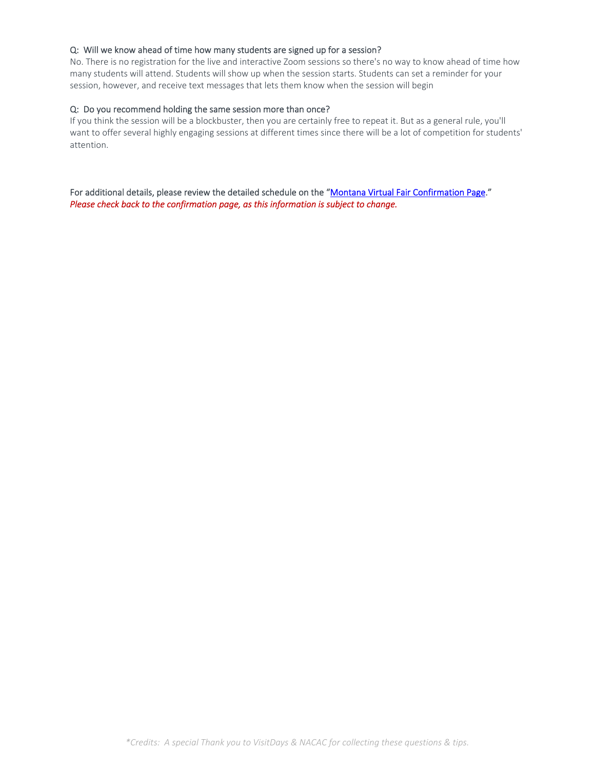Q: Will we know ahead of time how many students are signed up for a session?

No. There is no registration for the live and interactive Zoom sessions so there's no way to know ahead of time how many students will attend. Students will show up when the session starts. Students can set a reminder for your session, however, and receive text messages that lets them know when the session will begin

Q: Do you recommend holding the same session more than once?

If you think the session will be a blockbuster, then you are certainly free to repeat it. But as a general rule, you'll want to offer several highly engaging sessions at different times since there will be a lot of competition for students' attention.

For additional details, please review the detailed schedule on the "Montana Virtual Fair Confirmation Page."

*Please check back to the confirmation page, as this information is subject to change.*

*\*Credits: A special Thank you to VisitDays & NACAC for collecting these questions & tips.*